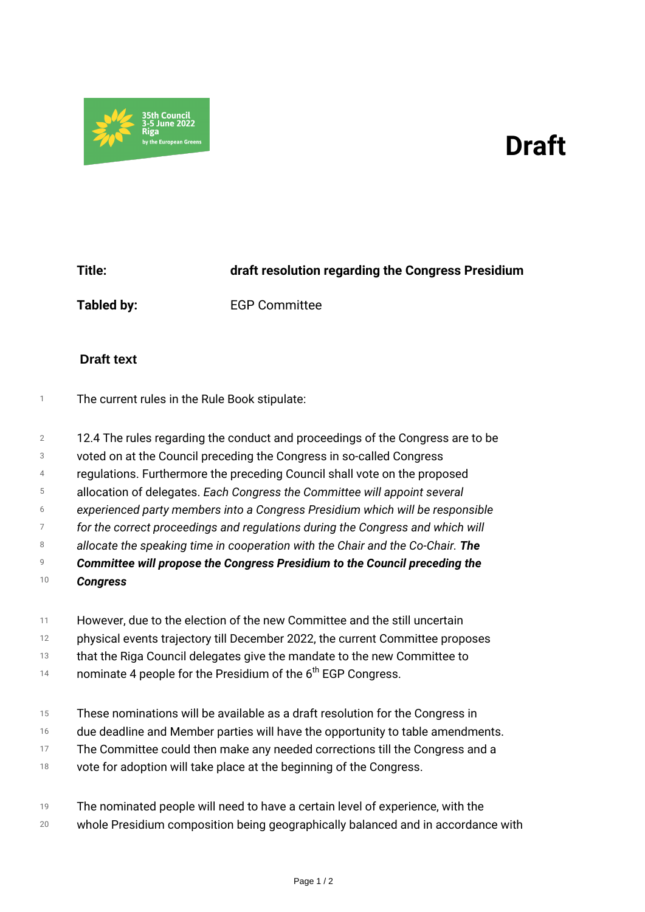35th Council
3-5 June 2022
Riga
by the European Greens

# Draft

**Title:** **draft resolution regarding the Congress Presidium**

**Tabled by:** EGP Committee

## Draft text

The current rules in the Rule Book stipulate:

12.4 The rules regarding the conduct and proceedings of the Congress are to be voted on at the Council preceding the Congress in so-called Congress regulations. Furthermore the preceding Council shall vote on the proposed allocation of delegates. *Each Congress the Committee will appoint several experienced party members into a Congress Presidium which will be responsible for the correct proceedings and regulations during the Congress and which will allocate the speaking time in cooperation with the Chair and the Co-Chair.* ***The Committee will propose the Congress Presidium to the Council preceding the Congress***

However, due to the election of the new Committee and the still uncertain physical events trajectory till December 2022, the current Committee proposes that the Riga Council delegates give the mandate to the new Committee to nominate 4 people for the Presidium of the 6th EGP Congress.

These nominations will be available as a draft resolution for the Congress in due deadline and Member parties will have the opportunity to table amendments. The Committee could then make any needed corrections till the Congress and a vote for adoption will take place at the beginning of the Congress.

The nominated people will need to have a certain level of experience, with the whole Presidium composition being geographically balanced and in accordance with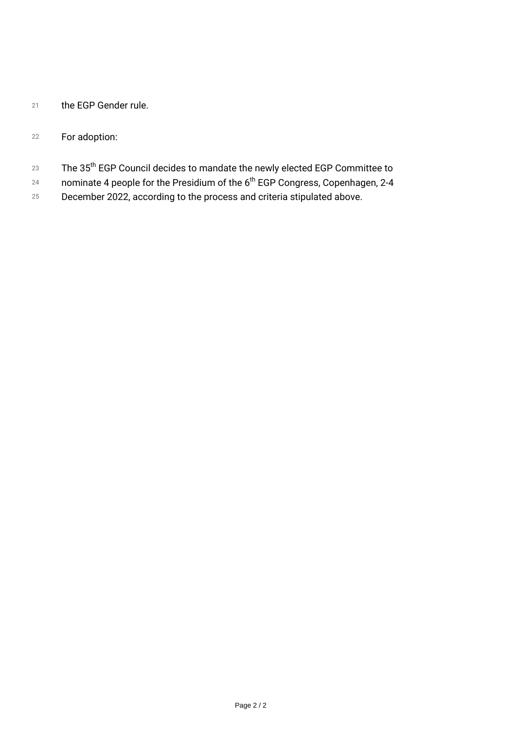the EGP Gender rule.

For adoption:

The 35th EGP Council decides to mandate the newly elected EGP Committee to nominate 4 people for the Presidium of the 6th EGP Congress, Copenhagen, 2-4 December 2022, according to the process and criteria stipulated above.